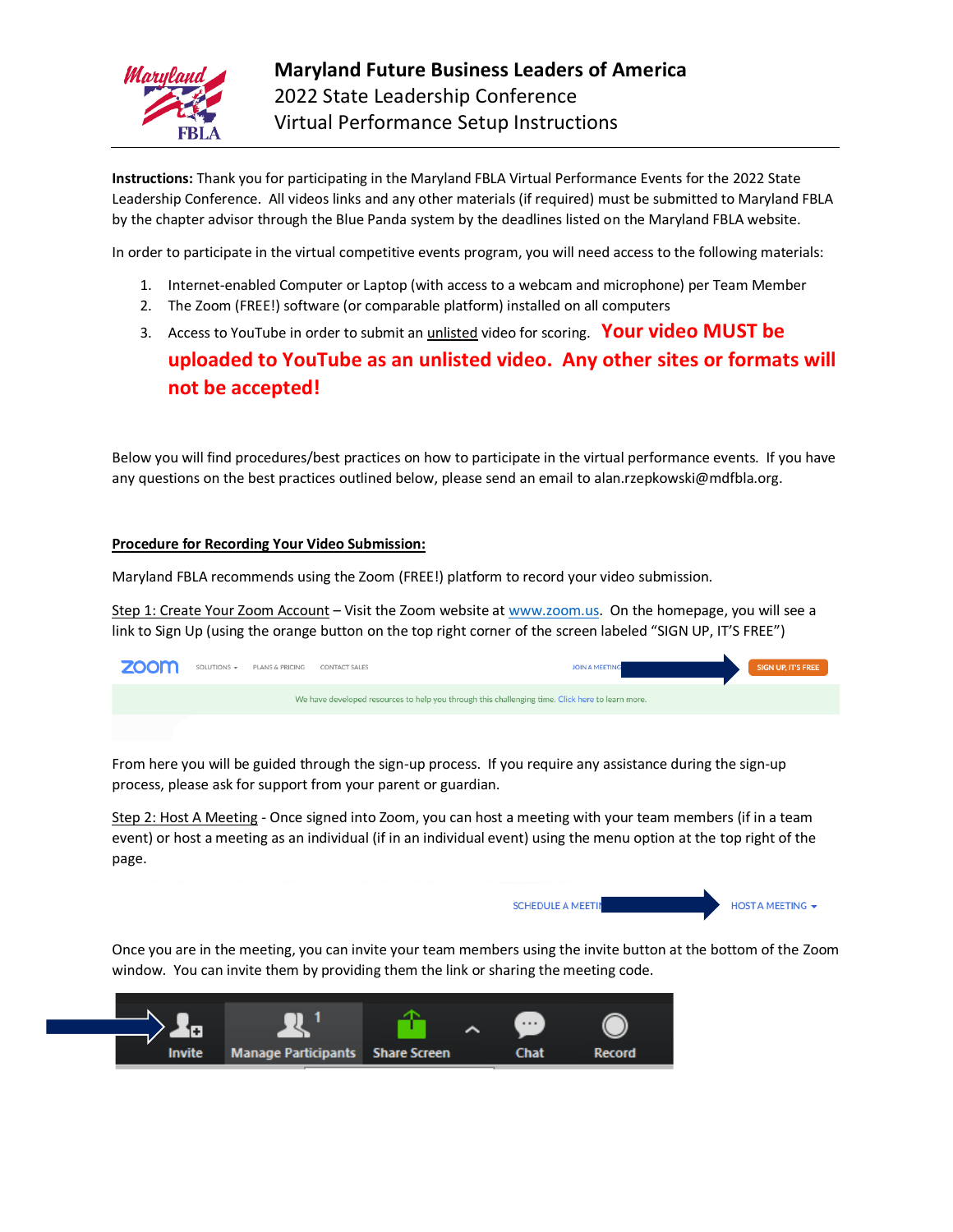# Maryland Future Business Leaders of America

## 2022 State Leadership Conference

## Virtual Performance Setup Instructions

**Instructions:** Thank you for participating in the Maryland FBLA Virtual Performance Events for the 2022 State Leadership Conference. All videos links and any other materials (if required) must be submitted to Maryland FBLA by the chapter advisor through the Blue Panda system by the deadlines listed on the Maryland FBLA website.

In order to participate in the virtual competitive events program, you will need access to the following materials:

1. Internet-enabled Computer or Laptop (with access to a webcam and microphone) per Team Member
2. The Zoom (FREE!) software (or comparable platform) installed on all computers
3. Access to YouTube in order to submit an unlisted video for scoring. **Your video MUST be uploaded to YouTube as an unlisted video. Any other sites or formats will not be accepted!**

Below you will find procedures/best practices on how to participate in the virtual performance events. If you have any questions on the best practices outlined below, please send an email to alan.rzepkowski@mdfbla.org.

**Procedure for Recording Your Video Submission:**

Maryland FBLA recommends using the Zoom (FREE!) platform to record your video submission.

Step 1: Create Your Zoom Account – Visit the Zoom website at www.zoom.us. On the homepage, you will see a link to Sign Up (using the orange button on the top right corner of the screen labeled "SIGN UP, IT'S FREE")

From here you will be guided through the sign-up process. If you require any assistance during the sign-up process, please ask for support from your parent or guardian.

Step 2: Host A Meeting - Once signed into Zoom, you can host a meeting with your team members (if in a team event) or host a meeting as an individual (if in an individual event) using the menu option at the top right of the page.

Once you are in the meeting, you can invite your team members using the invite button at the bottom of the Zoom window. You can invite them by providing them the link or sharing the meeting code.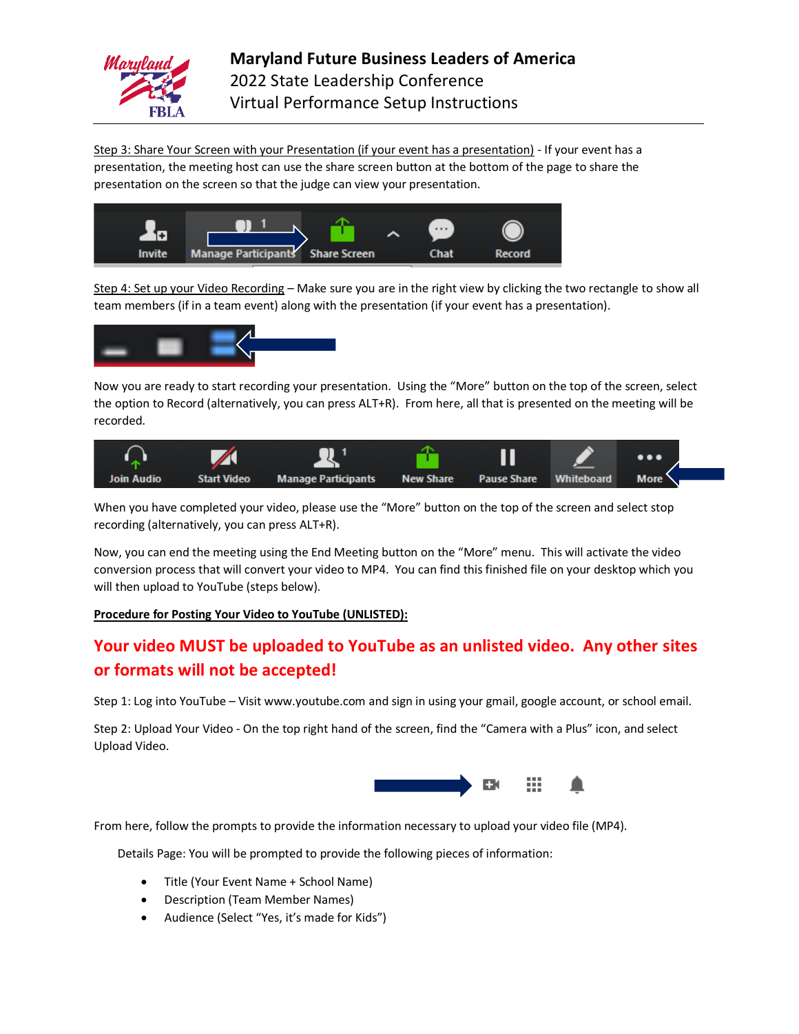Step 3: Share Your Screen with your Presentation (if your event has a presentation) - If your event has a presentation, the meeting host can use the share screen button at the bottom of the page to share the presentation on the screen so that the judge can view your presentation.

Step 4: Set up your Video Recording – Make sure you are in the right view by clicking the two rectangle to show all team members (if in a team event) along with the presentation (if your event has a presentation).

Now you are ready to start recording your presentation. Using the "More" button on the top of the screen, select the option to Record (alternatively, you can press ALT+R). From here, all that is presented on the meeting will be recorded.

When you have completed your video, please use the "More" button on the top of the screen and select stop recording (alternatively, you can press ALT+R).

Now, you can end the meeting using the End Meeting button on the "More" menu. This will activate the video conversion process that will convert your video to MP4. You can find this finished file on your desktop which you will then upload to YouTube (steps below).

**Procedure for Posting Your Video to YouTube (UNLISTED):**

**Your video MUST be uploaded to YouTube as an unlisted video. Any other sites or formats will not be accepted!**

Step 1: Log into YouTube – Visit www.youtube.com and sign in using your gmail, google account, or school email.

Step 2: Upload Your Video - On the top right hand of the screen, find the "Camera with a Plus" icon, and select Upload Video.

From here, follow the prompts to provide the information necessary to upload your video file (MP4).

Details Page: You will be prompted to provide the following pieces of information:

- Title (Your Event Name + School Name)
- Description (Team Member Names)
- Audience (Select "Yes, it's made for Kids")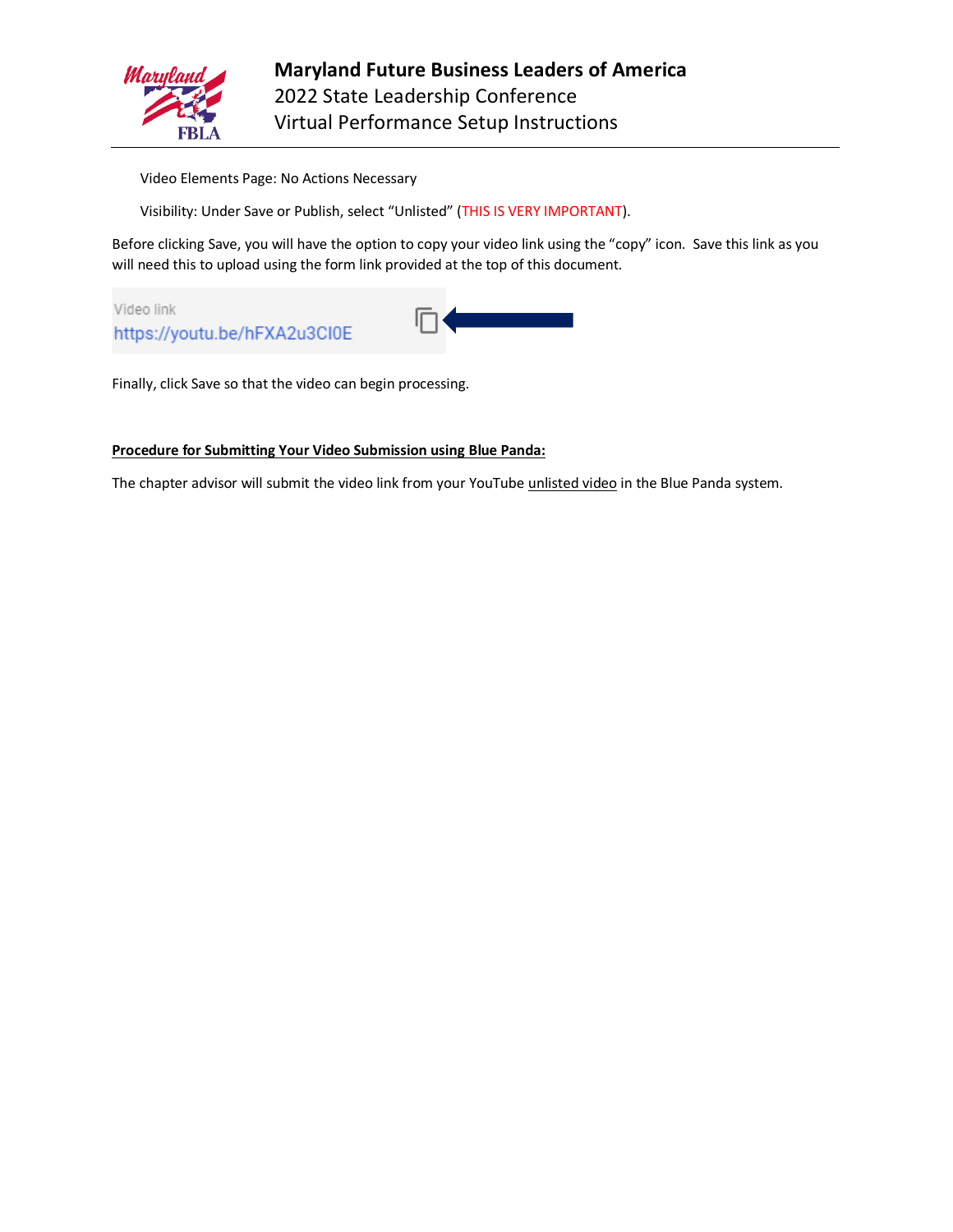Video Elements Page: No Actions Necessary

Visibility: Under Save or Publish, select "Unlisted" (THIS IS VERY IMPORTANT).

Before clicking Save, you will have the option to copy your video link using the "copy" icon. Save this link as you will need this to upload using the form link provided at the top of this document.

Video link
https://youtu.be/hFXA2u3CI0E

Finally, click Save so that the video can begin processing.

**Procedure for Submitting Your Video Submission using Blue Panda:**

The chapter advisor will submit the video link from your YouTube unlisted video in the Blue Panda system.